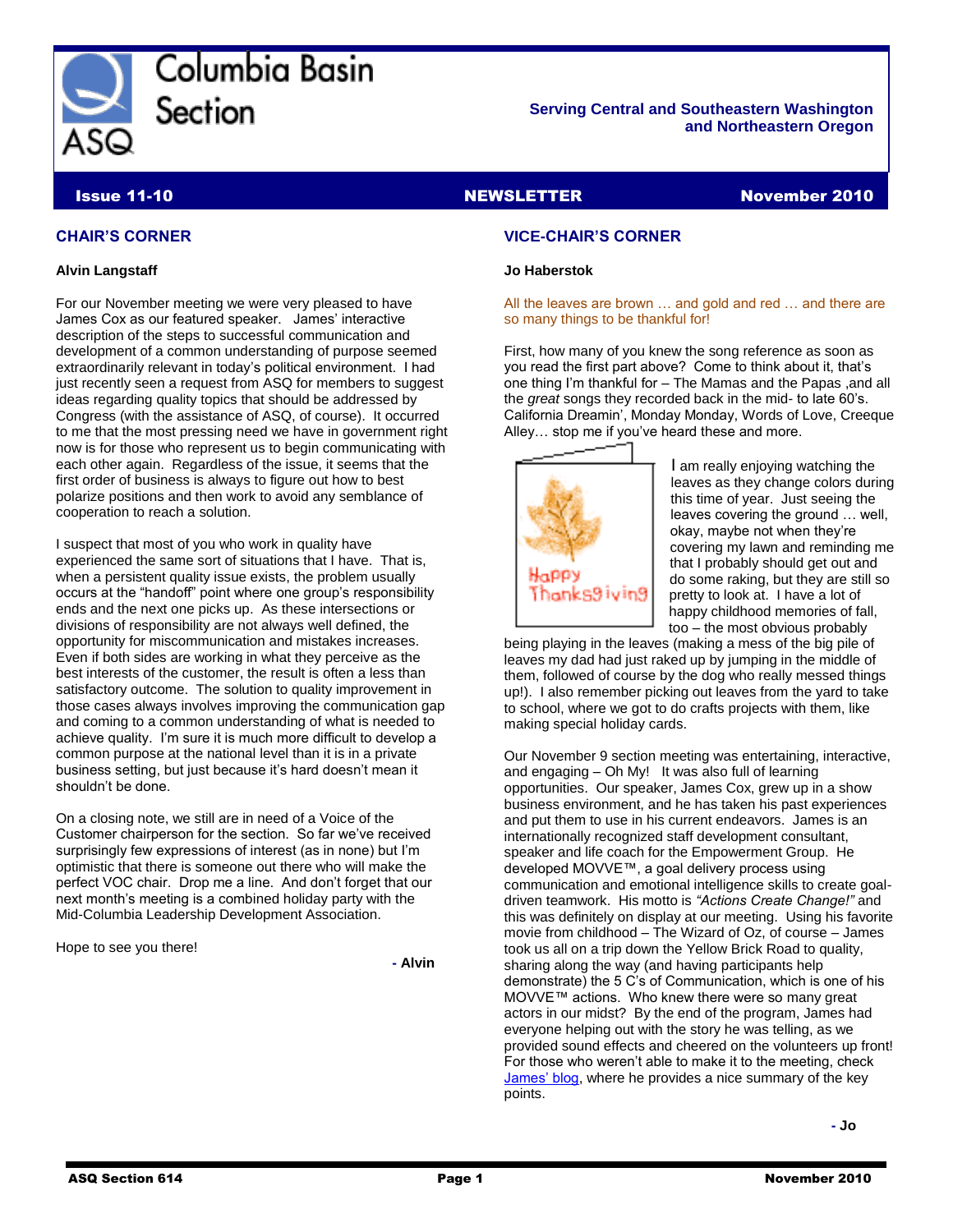# Columbia Basin Section

**Serving Central and Southeastern Washington and Northeastern Oregon**

**Issue 11-10** | **NEWSLETTER** | **November 2010**

## CHAIR'S CORNER

**Alvin Langstaff**

For our November meeting we were very pleased to have James Cox as our featured speaker. James' interactive description of the steps to successful communication and development of a common understanding of purpose seemed extraordinarily relevant in today's political environment. I had just recently seen a request from ASQ for members to suggest ideas regarding quality topics that should be addressed by Congress (with the assistance of ASQ, of course). It occurred to me that the most pressing need we have in government right now is for those who represent us to begin communicating with each other again. Regardless of the issue, it seems that the first order of business is always to figure out how to best polarize positions and then work to avoid any semblance of cooperation to reach a solution.

I suspect that most of you who work in quality have experienced the same sort of situations that I have. That is, when a persistent quality issue exists, the problem usually occurs at the "handoff" point where one group's responsibility ends and the next one picks up. As these intersections or divisions of responsibility are not always well defined, the opportunity for miscommunication and mistakes increases. Even if both sides are working in what they perceive as the best interests of the customer, the result is often a less than satisfactory outcome. The solution to quality improvement in those cases always involves improving the communication gap and coming to a common understanding of what is needed to achieve quality. I'm sure it is much more difficult to develop a common purpose at the national level than it is in a private business setting, but just because it's hard doesn't mean it shouldn't be done.

On a closing note, we still are in need of a Voice of the Customer chairperson for the section. So far we've received surprisingly few expressions of interest (as in none) but I'm optimistic that there is someone out there who will make the perfect VOC chair. Drop me a line. And don't forget that our next month's meeting is a combined holiday party with the Mid-Columbia Leadership Development Association.

Hope to see you there!

**- Alvin**

## VICE-CHAIR'S CORNER

**Jo Haberstok**

All the leaves are brown … and gold and red … and there are so many things to be thankful for!

First, how many of you knew the song reference as soon as you read the first part above? Come to think about it, that's one thing I'm thankful for – The Mamas and the Papas ,and all the *great* songs they recorded back in the mid- to late 60's. California Dreamin', Monday Monday, Words of Love, Creeque Alley… stop me if you've heard these and more.

Happy Thanksgiving

I am really enjoying watching the leaves as they change colors during this time of year. Just seeing the leaves covering the ground … well, okay, maybe not when they're covering my lawn and reminding me that I probably should get out and do some raking, but they are still so pretty to look at. I have a lot of happy childhood memories of fall, too – the most obvious probably being playing in the leaves (making a mess of the big pile of leaves my dad had just raked up by jumping in the middle of them, followed of course by the dog who really messed things up!). I also remember picking out leaves from the yard to take to school, where we got to do crafts projects with them, like making special holiday cards.

Our November 9 section meeting was entertaining, interactive, and engaging – Oh My! It was also full of learning opportunities. Our speaker, James Cox, grew up in a show business environment, and he has taken his past experiences and put them to use in his current endeavors. James is an internationally recognized staff development consultant, speaker and life coach for the Empowerment Group. He developed MOVVE™, a goal delivery process using communication and emotional intelligence skills to create goal-driven teamwork. His motto is *"Actions Create Change!"* and this was definitely on display at our meeting. Using his favorite movie from childhood – The Wizard of Oz, of course – James took us all on a trip down the Yellow Brick Road to quality, sharing along the way (and having participants help demonstrate) the 5 C's of Communication, which is one of his MOVVE™ actions. Who knew there were so many great actors in our midst? By the end of the program, James had everyone helping out with the story he was telling, as we provided sound effects and cheered on the volunteers up front! For those who weren't able to make it to the meeting, check James' blog, where he provides a nice summary of the key points.

**- Jo**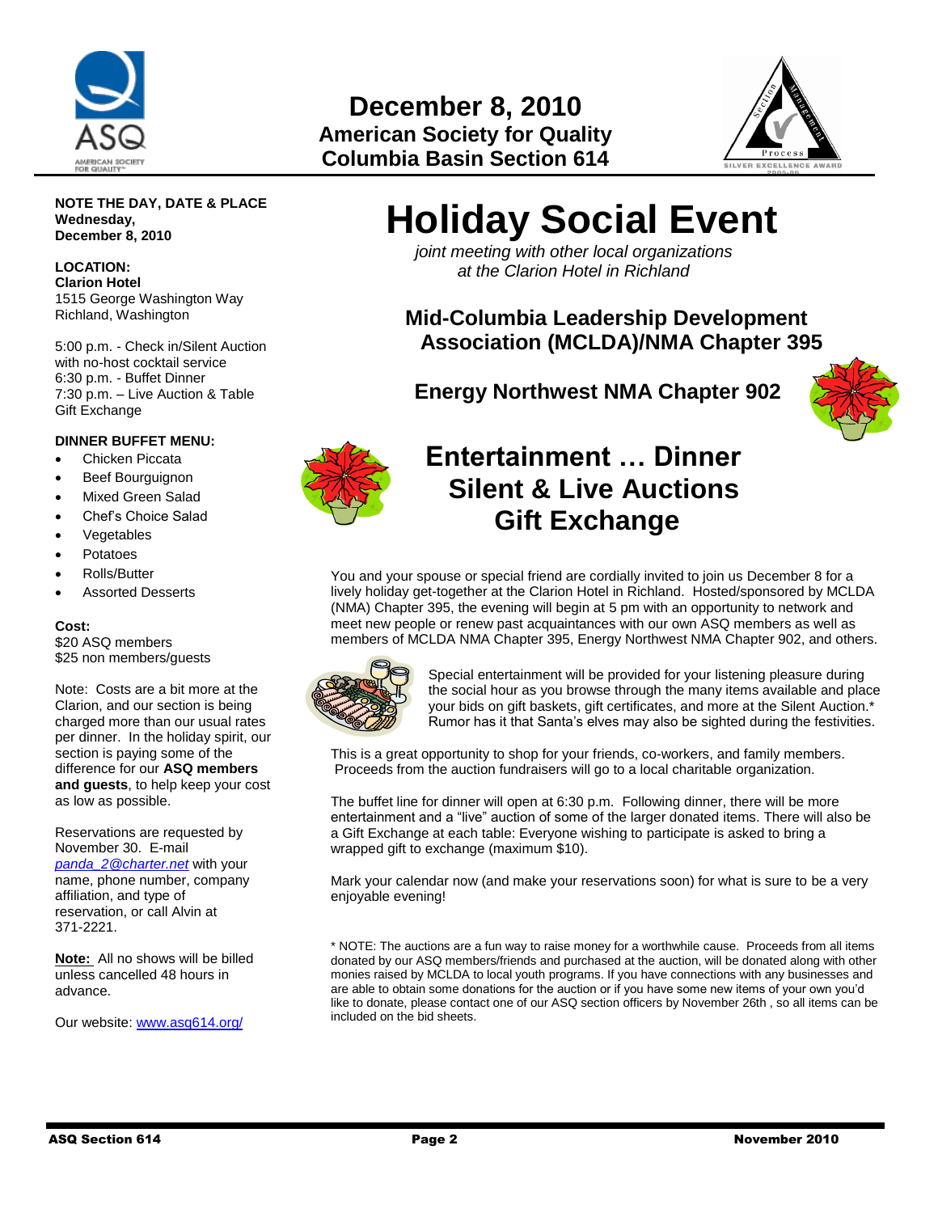# December 8, 2010

**American Society for Quality**
**Columbia Basin Section 614**

**NOTE THE DAY, DATE & PLACE**
**Wednesday,**
**December 8, 2010**

**LOCATION:**
**Clarion Hotel**
1515 George Washington Way
Richland, Washington

5:00 p.m. - Check in/Silent Auction with no-host cocktail service
6:30 p.m. - Buffet Dinner
7:30 p.m. – Live Auction & Table Gift Exchange

**DINNER BUFFET MENU:**

- Chicken Piccata
- Beef Bourguignon
- Mixed Green Salad
- Chef's Choice Salad
- Vegetables
- Potatoes
- Rolls/Butter
- Assorted Desserts

**Cost:**
$20 ASQ members
$25 non members/guests

Note: Costs are a bit more at the Clarion, and our section is being charged more than our usual rates per dinner. In the holiday spirit, our section is paying some of the difference for our **ASQ members and guests**, to help keep your cost as low as possible.

Reservations are requested by November 30. E-mail *panda_2@charter.net* with your name, phone number, company affiliation, and type of reservation, or call Alvin at 371-2221.

**Note:** All no shows will be billed unless cancelled 48 hours in advance.

Our website: www.asq614.org/

# Holiday Social Event

*joint meeting with other local organizations at the Clarion Hotel in Richland*

## Mid-Columbia Leadership Development Association (MCLDA)/NMA Chapter 395

## Energy Northwest NMA Chapter 902

## Entertainment … Dinner Silent & Live Auctions Gift Exchange

You and your spouse or special friend are cordially invited to join us December 8 for a lively holiday get-together at the Clarion Hotel in Richland. Hosted/sponsored by MCLDA (NMA) Chapter 395, the evening will begin at 5 pm with an opportunity to network and meet new people or renew past acquaintances with our own ASQ members as well as members of MCLDA NMA Chapter 395, Energy Northwest NMA Chapter 902, and others.

Special entertainment will be provided for your listening pleasure during the social hour as you browse through the many items available and place your bids on gift baskets, gift certificates, and more at the Silent Auction.* Rumor has it that Santa's elves may also be sighted during the festivities.

This is a great opportunity to shop for your friends, co-workers, and family members. Proceeds from the auction fundraisers will go to a local charitable organization.

The buffet line for dinner will open at 6:30 p.m. Following dinner, there will be more entertainment and a "live" auction of some of the larger donated items. There will also be a Gift Exchange at each table: Everyone wishing to participate is asked to bring a wrapped gift to exchange (maximum $10).

Mark your calendar now (and make your reservations soon) for what is sure to be a very enjoyable evening!

* NOTE: The auctions are a fun way to raise money for a worthwhile cause. Proceeds from all items donated by our ASQ members/friends and purchased at the auction, will be donated along with other monies raised by MCLDA to local youth programs. If you have connections with any businesses and are able to obtain some donations for the auction or if you have some new items of your own you'd like to donate, please contact one of our ASQ section officers by November 26th , so all items can be included on the bid sheets.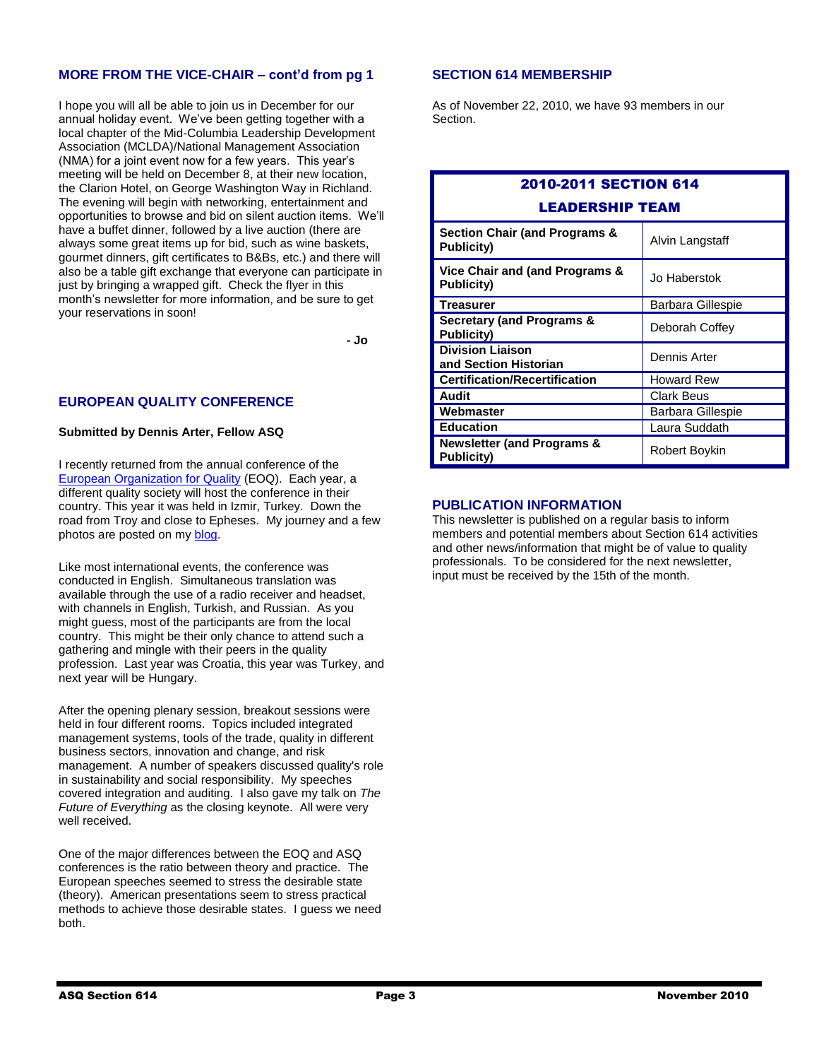## MORE FROM THE VICE-CHAIR – cont'd from pg 1

I hope you will all be able to join us in December for our annual holiday event. We've been getting together with a local chapter of the Mid-Columbia Leadership Development Association (MCLDA)/National Management Association (NMA) for a joint event now for a few years. This year's meeting will be held on December 8, at their new location, the Clarion Hotel, on George Washington Way in Richland. The evening will begin with networking, entertainment and opportunities to browse and bid on silent auction items. We'll have a buffet dinner, followed by a live auction (there are always some great items up for bid, such as wine baskets, gourmet dinners, gift certificates to B&Bs, etc.) and there will also be a table gift exchange that everyone can participate in just by bringing a wrapped gift. Check the flyer in this month's newsletter for more information, and be sure to get your reservations in soon!

**- Jo**

## EUROPEAN QUALITY CONFERENCE

**Submitted by Dennis Arter, Fellow ASQ**

I recently returned from the annual conference of the European Organization for Quality (EOQ). Each year, a different quality society will host the conference in their country. This year it was held in Izmir, Turkey. Down the road from Troy and close to Epheses. My journey and a few photos are posted on my blog.

Like most international events, the conference was conducted in English. Simultaneous translation was available through the use of a radio receiver and headset, with channels in English, Turkish, and Russian. As you might guess, most of the participants are from the local country. This might be their only chance to attend such a gathering and mingle with their peers in the quality profession. Last year was Croatia, this year was Turkey, and next year will be Hungary.

After the opening plenary session, breakout sessions were held in four different rooms. Topics included integrated management systems, tools of the trade, quality in different business sectors, innovation and change, and risk management. A number of speakers discussed quality's role in sustainability and social responsibility. My speeches covered integration and auditing. I also gave my talk on *The Future of Everything* as the closing keynote. All were very well received.

One of the major differences between the EOQ and ASQ conferences is the ratio between theory and practice. The European speeches seemed to stress the desirable state (theory). American presentations seem to stress practical methods to achieve those desirable states. I guess we need both.

## SECTION 614 MEMBERSHIP

As of November 22, 2010, we have 93 members in our Section.

| 2010-2011 SECTION 614 LEADERSHIP TEAM | |
|---|---|
| **Section Chair (and Programs & Publicity)** | Alvin Langstaff |
| **Vice Chair and (and Programs & Publicity)** | Jo Haberstok |
| **Treasurer** | Barbara Gillespie |
| **Secretary (and Programs & Publicity)** | Deborah Coffey |
| **Division Liaison and Section Historian** | Dennis Arter |
| **Certification/Recertification** | Howard Rew |
| **Audit** | Clark Beus |
| **Webmaster** | Barbara Gillespie |
| **Education** | Laura Suddath |
| **Newsletter (and Programs & Publicity)** | Robert Boykin |

## PUBLICATION INFORMATION

This newsletter is published on a regular basis to inform members and potential members about Section 614 activities and other news/information that might be of value to quality professionals. To be considered for the next newsletter, input must be received by the 15th of the month.